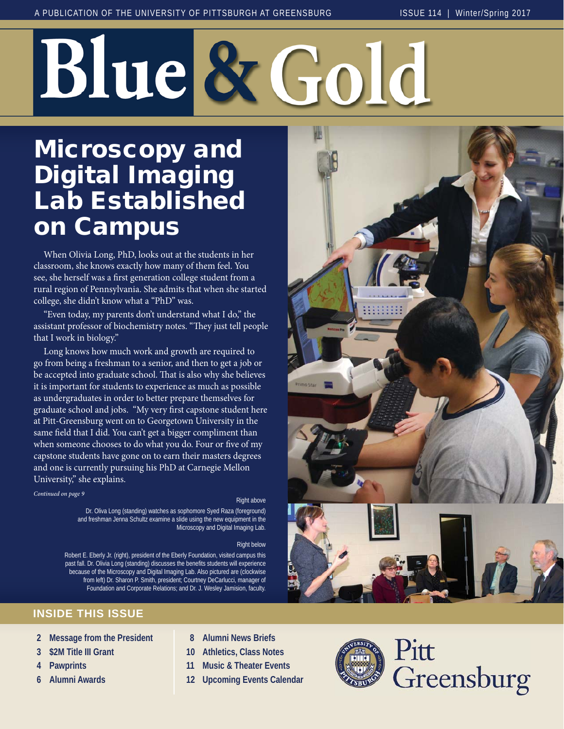A PUBLICATION OF THE UNIVERSITY OF PITTSBURGH AT GREENSBURG

ISSUE 114 | Winter/Spring 2017

# Blue & Gold

## Microscopy and Digital Imaging Lab Established on Campus

When Olivia Long, PhD, looks out at the students in her classroom, she knows exactly how many of them feel. You see, she herself was a first generation college student from a rural region of Pennsylvania. She admits that when she started college, she didn't know what a "PhD" was.

"Even today, my parents don't understand what I do," the assistant professor of biochemistry notes. "They just tell people that I work in biology."

Long knows how much work and growth are required to go from being a freshman to a senior, and then to get a job or be accepted into graduate school. That is also why she believes it is important for students to experience as much as possible as undergraduates in order to better prepare themselves for graduate school and jobs. "My very first capstone student here at Pitt-Greensburg went on to Georgetown University in the same field that I did. You can't get a bigger compliment than when someone chooses to do what you do. Four or five of my capstone students have gone on to earn their masters degrees and one is currently pursuing his PhD at Carnegie Mellon University," she explains.

*Continued on page 9*

Right above

Dr. Oliva Long (standing) watches as sophomore Syed Raza (foreground) and freshman Jenna Schultz examine a slide using the new equipment in the Microscopy and Digital Imaging Lab.

Right below

Robert E. Eberly Jr. (right), president of the Eberly Foundation, visited campus this past fall. Dr. Olivia Long (standing) discusses the benefits students will experience because of the Microscopy and Digital Imaging Lab. Also pictured are (clockwise from left) Dr. Sharon P. Smith, president; Courtney DeCarlucci, manager of Foundation and Corporate Relations; and Dr. J. Wesley Jamision, faculty.

### INSIDE THIS ISSUE

- 2 Message from the President
- 3 $2M Title III Grant
- 4 Pawprints
- 6 Alumni Awards
- 8 Alumni News Briefs
- 10 Athletics, Class Notes
- 11 Music & Theater Events
- 12 Upcoming Events Calendar

Pitt Greensburg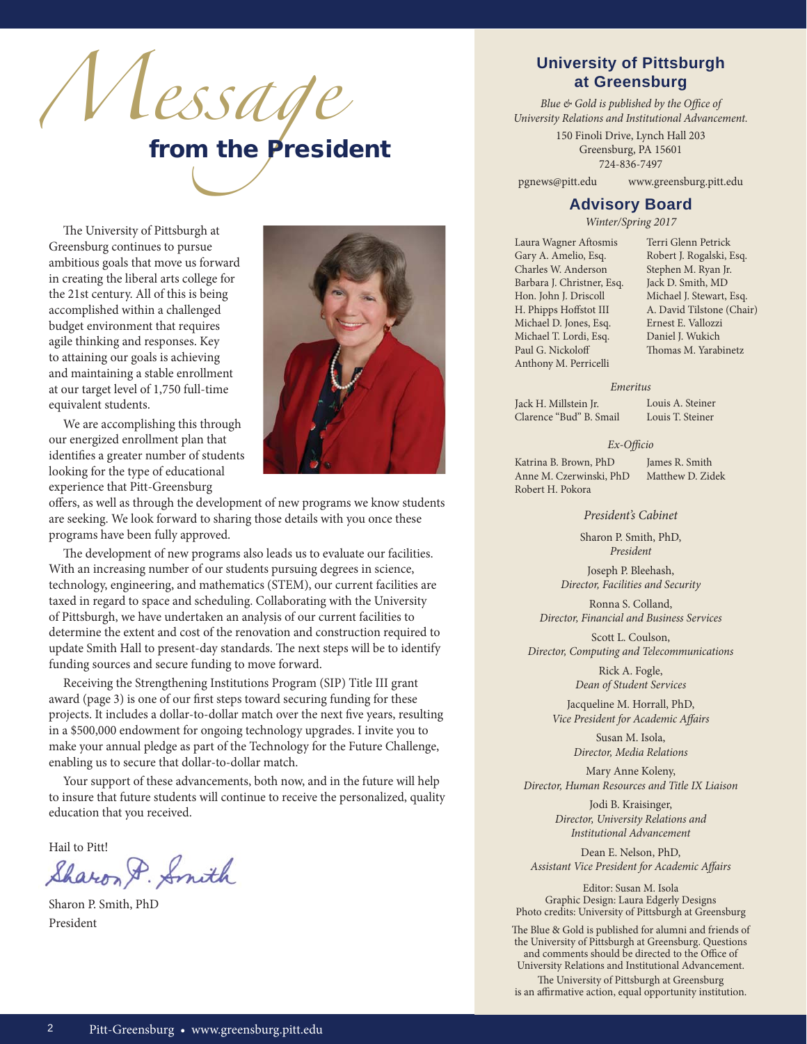# Message from the President

The University of Pittsburgh at Greensburg continues to pursue ambitious goals that move us forward in creating the liberal arts college for the 21st century. All of this is being accomplished within a challenged budget environment that requires agile thinking and responses. Key to attaining our goals is achieving and maintaining a stable enrollment at our target level of 1,750 full-time equivalent students.

We are accomplishing this through our energized enrollment plan that identifies a greater number of students looking for the type of educational experience that Pitt-Greensburg offers, as well as through the development of new programs we know students are seeking. We look forward to sharing those details with you once these programs have been fully approved.

The development of new programs also leads us to evaluate our facilities. With an increasing number of our students pursuing degrees in science, technology, engineering, and mathematics (STEM), our current facilities are taxed in regard to space and scheduling. Collaborating with the University of Pittsburgh, we have undertaken an analysis of our current facilities to determine the extent and cost of the renovation and construction required to update Smith Hall to present-day standards. The next steps will be to identify funding sources and secure funding to move forward.

Receiving the Strengthening Institutions Program (SIP) Title III grant award (page 3) is one of our first steps toward securing funding for these projects. It includes a dollar-to-dollar match over the next five years, resulting in a $500,000 endowment for ongoing technology upgrades. I invite you to make your annual pledge as part of the Technology for the Future Challenge, enabling us to secure that dollar-to-dollar match.

Your support of these advancements, both now, and in the future will help to insure that future students will continue to receive the personalized, quality education that you received.

Hail to Pitt!

*Sharon P. Smith*

Sharon P. Smith, PhD
President

## University of Pittsburgh at Greensburg

*Blue & Gold is published by the Office of University Relations and Institutional Advancement.*

150 Finoli Drive, Lynch Hall 203
Greensburg, PA 15601
724-836-7497

pgnews@pitt.edu www.greensburg.pitt.edu

## Advisory Board

*Winter/Spring 2017*

Laura Wagner Aftosmis
Gary A. Amelio, Esq.
Charles W. Anderson
Barbara J. Christner, Esq.
Hon. John J. Driscoll
H. Phipps Hoffstot III
Michael D. Jones, Esq.
Michael T. Lordi, Esq.
Paul G. Nickoloff
Anthony M. Perricelli
Terri Glenn Petrick
Robert J. Rogalski, Esq.
Stephen M. Ryan Jr.
Jack D. Smith, MD
Michael J. Stewart, Esq.
A. David Tilstone (Chair)
Ernest E. Vallozzi
Daniel J. Wukich
Thomas M. Yarabinetz

*Emeritus*

Jack H. Millstein Jr.
Clarence "Bud" B. Smail
Louis A. Steiner
Louis T. Steiner

*Ex-Officio*

Katrina B. Brown, PhD
Anne M. Czerwinski, PhD
Robert H. Pokora
James R. Smith
Matthew D. Zidek

*President's Cabinet*

Sharon P. Smith, PhD,
*President*

Joseph P. Bleehash,
*Director, Facilities and Security*

Ronna S. Colland,
*Director, Financial and Business Services*

Scott L. Coulson,
*Director, Computing and Telecommunications*

Rick A. Fogle,
*Dean of Student Services*

Jacqueline M. Horrall, PhD,
*Vice President for Academic Affairs*

Susan M. Isola,
*Director, Media Relations*

Mary Anne Koleny,
*Director, Human Resources and Title IX Liaison*

Jodi B. Kraisinger,
*Director, University Relations and Institutional Advancement*

Dean E. Nelson, PhD,
*Assistant Vice President for Academic Affairs*

Editor: Susan M. Isola
Graphic Design: Laura Edgerly Designs
Photo credits: University of Pittsburgh at Greensburg

The Blue & Gold is published for alumni and friends of the University of Pittsburgh at Greensburg. Questions and comments should be directed to the Office of University Relations and Institutional Advancement.

The University of Pittsburgh at Greensburg is an affirmative action, equal opportunity institution.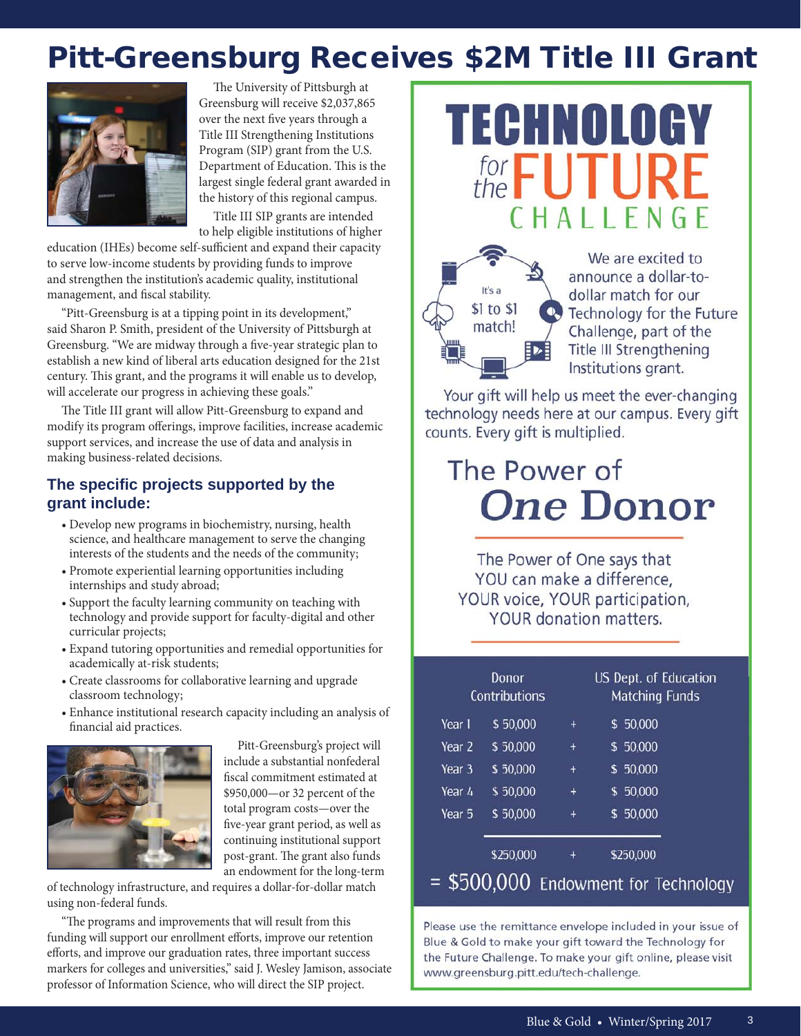# Pitt-Greensburg Receives $2M Title III Grant

The University of Pittsburgh at Greensburg will receive $2,037,865 over the next five years through a Title III Strengthening Institutions Program (SIP) grant from the U.S. Department of Education. This is the largest single federal grant awarded in the history of this regional campus.

Title III SIP grants are intended to help eligible institutions of higher education (IHEs) become self-sufficient and expand their capacity to serve low-income students by providing funds to improve and strengthen the institution's academic quality, institutional management, and fiscal stability.

"Pitt-Greensburg is at a tipping point in its development," said Sharon P. Smith, president of the University of Pittsburgh at Greensburg. "We are midway through a five-year strategic plan to establish a new kind of liberal arts education designed for the 21st century. This grant, and the programs it will enable us to develop, will accelerate our progress in achieving these goals."

The Title III grant will allow Pitt-Greensburg to expand and modify its program offerings, improve facilities, increase academic support services, and increase the use of data and analysis in making business-related decisions.

## The specific projects supported by the grant include:

- Develop new programs in biochemistry, nursing, health science, and healthcare management to serve the changing interests of the students and the needs of the community;
- Promote experiential learning opportunities including internships and study abroad;
- Support the faculty learning community on teaching with technology and provide support for faculty-digital and other curricular projects;
- Expand tutoring opportunities and remedial opportunities for academically at-risk students;
- Create classrooms for collaborative learning and upgrade classroom technology;
- Enhance institutional research capacity including an analysis of financial aid practices.

Pitt-Greensburg's project will include a substantial nonfederal fiscal commitment estimated at $950,000—or 32 percent of the total program costs—over the five-year grant period, as well as continuing institutional support post-grant. The grant also funds an endowment for the long-term of technology infrastructure, and requires a dollar-for-dollar match using non-federal funds.

"The programs and improvements that will result from this funding will support our enrollment efforts, improve our retention efforts, and improve our graduation rates, three important success markers for colleges and universities," said J. Wesley Jamison, associate professor of Information Science, who will direct the SIP project.

# TECHNOLOGY for the FUTURE CHALLENGE

It's a $1 to $1 match!

We are excited to announce a dollar-to-dollar match for our Technology for the Future Challenge, part of the Title III Strengthening Institutions grant.

Your gift will help us meet the ever-changing technology needs here at our campus. Every gift counts. Every gift is multiplied.

## The Power of *One* Donor

The Power of One says that YOU can make a difference, YOUR voice, YOUR participation, YOUR donation matters.

| | Donor Contributions | | US Dept. of Education Matching Funds |
|---|---|---|---|
| Year 1 | $ 50,000 | + | $ 50,000 |
| Year 2 | $ 50,000 | + | $ 50,000 |
| Year 3 | $ 50,000 | + | $ 50,000 |
| Year 4 | $ 50,000 | + | $ 50,000 |
| Year 5 | $ 50,000 | + | $ 50,000 |
| | $250,000 | + | $250,000 |

= $500,000 Endowment for Technology

Please use the remittance envelope included in your issue of Blue & Gold to make your gift toward the Technology for the Future Challenge. To make your gift online, please visit www.greensburg.pitt.edu/tech-challenge.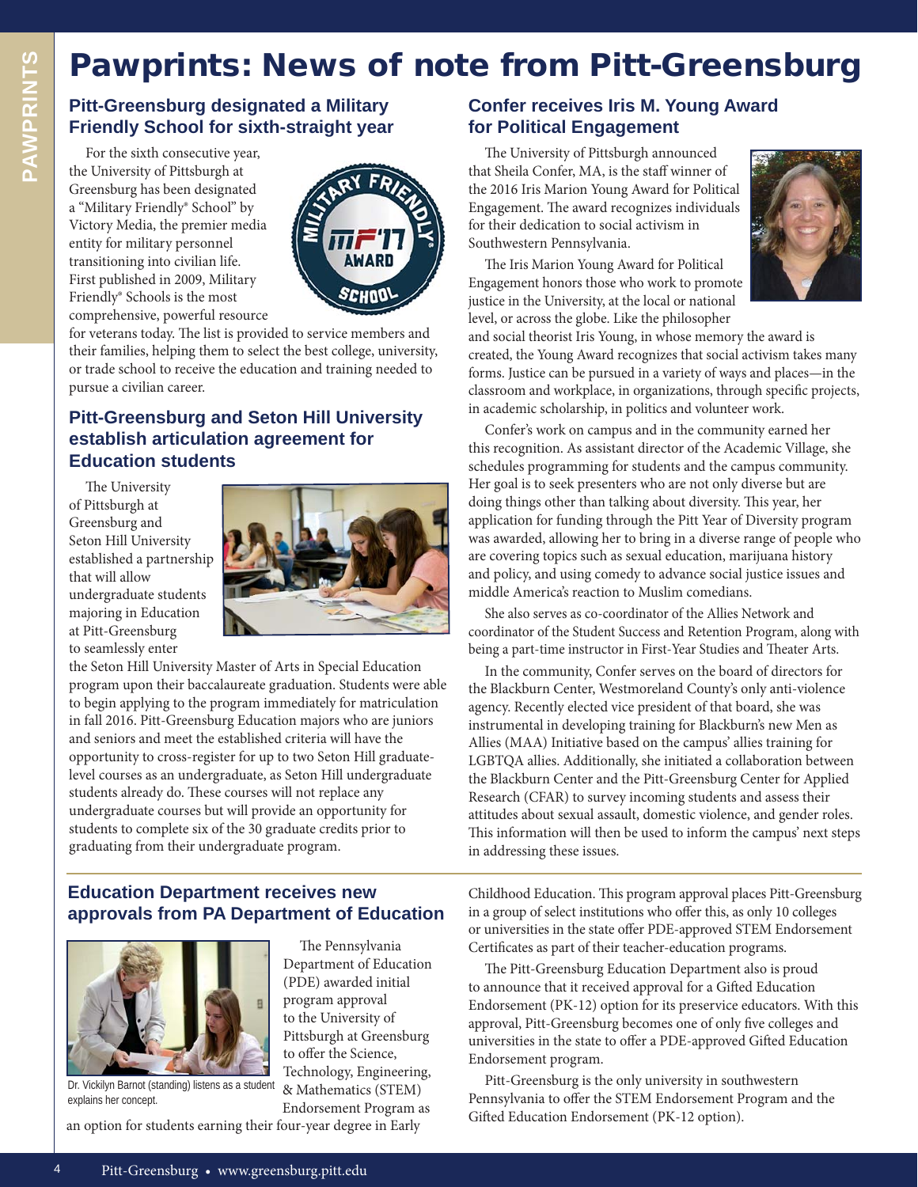# Pawprints: News of note from Pitt-Greensburg

## Pitt-Greensburg designated a Military Friendly School for sixth-straight year

For the sixth consecutive year, the University of Pittsburgh at Greensburg has been designated a "Military Friendly® School" by Victory Media, the premier media entity for military personnel transitioning into civilian life. First published in 2009, Military Friendly® Schools is the most comprehensive, powerful resource for veterans today. The list is provided to service members and their families, helping them to select the best college, university, or trade school to receive the education and training needed to pursue a civilian career.

## Pitt-Greensburg and Seton Hill University establish articulation agreement for Education students

The University of Pittsburgh at Greensburg and Seton Hill University established a partnership that will allow undergraduate students majoring in Education at Pitt-Greensburg to seamlessly enter the Seton Hill University Master of Arts in Special Education program upon their baccalaureate graduation. Students were able to begin applying to the program immediately for matriculation in fall 2016. Pitt-Greensburg Education majors who are juniors and seniors and meet the established criteria will have the opportunity to cross-register for up to two Seton Hill graduate-level courses as an undergraduate, as Seton Hill undergraduate students already do. These courses will not replace any undergraduate courses but will provide an opportunity for students to complete six of the 30 graduate credits prior to graduating from their undergraduate program.

## Confer receives Iris M. Young Award for Political Engagement

The University of Pittsburgh announced that Sheila Confer, MA, is the staff winner of the 2016 Iris Marion Young Award for Political Engagement. The award recognizes individuals for their dedication to social activism in Southwestern Pennsylvania.

The Iris Marion Young Award for Political Engagement honors those who work to promote justice in the University, at the local or national level, or across the globe. Like the philosopher and social theorist Iris Young, in whose memory the award is created, the Young Award recognizes that social activism takes many forms. Justice can be pursued in a variety of ways and places—in the classroom and workplace, in organizations, through specific projects, in academic scholarship, in politics and volunteer work.

Confer's work on campus and in the community earned her this recognition. As assistant director of the Academic Village, she schedules programming for students and the campus community. Her goal is to seek presenters who are not only diverse but are doing things other than talking about diversity. This year, her application for funding through the Pitt Year of Diversity program was awarded, allowing her to bring in a diverse range of people who are covering topics such as sexual education, marijuana history and policy, and using comedy to advance social justice issues and middle America's reaction to Muslim comedians.

She also serves as co-coordinator of the Allies Network and coordinator of the Student Success and Retention Program, along with being a part-time instructor in First-Year Studies and Theater Arts.

In the community, Confer serves on the board of directors for the Blackburn Center, Westmoreland County's only anti-violence agency. Recently elected vice president of that board, she was instrumental in developing training for Blackburn's new Men as Allies (MAA) Initiative based on the campus' allies training for LGBTQA allies. Additionally, she initiated a collaboration between the Blackburn Center and the Pitt-Greensburg Center for Applied Research (CFAR) to survey incoming students and assess their attitudes about sexual assault, domestic violence, and gender roles. This information will then be used to inform the campus' next steps in addressing these issues.

## Education Department receives new approvals from PA Department of Education

Dr. Vickilyn Barnot (standing) listens as a student explains her concept.

The Pennsylvania Department of Education (PDE) awarded initial program approval to the University of Pittsburgh at Greensburg to offer the Science, Technology, Engineering, & Mathematics (STEM) Endorsement Program as an option for students earning their four-year degree in Early Childhood Education. This program approval places Pitt-Greensburg in a group of select institutions who offer this, as only 10 colleges or universities in the state offer PDE-approved STEM Endorsement Certificates as part of their teacher-education programs.

The Pitt-Greensburg Education Department also is proud to announce that it received approval for a Gifted Education Endorsement (PK-12) option for its preservice educators. With this approval, Pitt-Greensburg becomes one of only five colleges and universities in the state to offer a PDE-approved Gifted Education Endorsement program.

Pitt-Greensburg is the only university in southwestern Pennsylvania to offer the STEM Endorsement Program and the Gifted Education Endorsement (PK-12 option).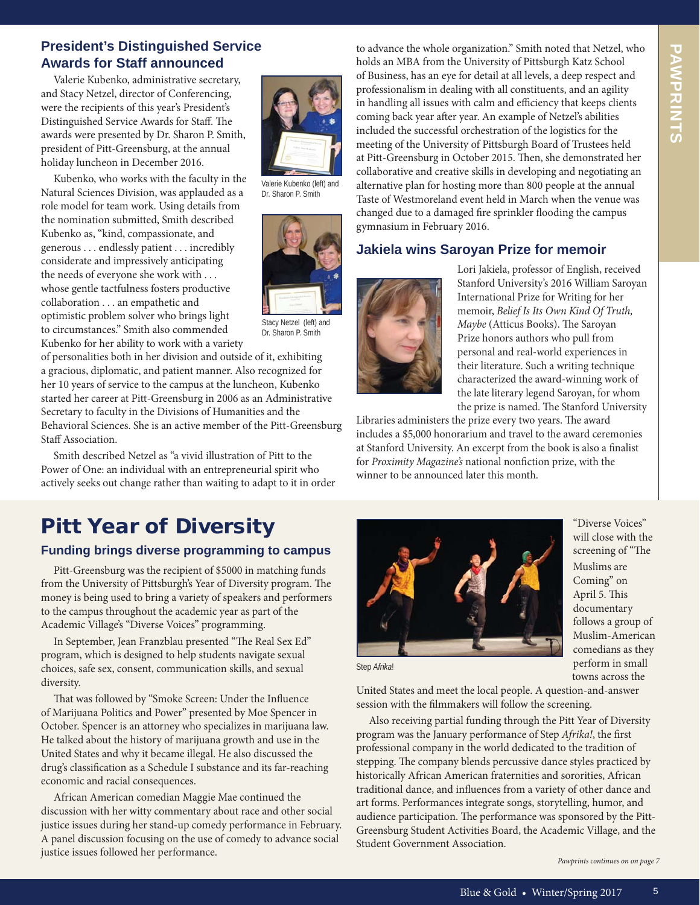## President's Distinguished Service Awards for Staff announced

Valerie Kubenko, administrative secretary, and Stacy Netzel, director of Conferencing, were the recipients of this year's President's Distinguished Service Awards for Staff. The awards were presented by Dr. Sharon P. Smith, president of Pitt-Greensburg, at the annual holiday luncheon in December 2016.

Valerie Kubenko (left) and Dr. Sharon P. Smith

Stacy Netzel (left) and Dr. Sharon P. Smith

Kubenko, who works with the faculty in the Natural Sciences Division, was applauded as a role model for team work. Using details from the nomination submitted, Smith described Kubenko as, "kind, compassionate, and generous . . . endlessly patient . . . incredibly considerate and impressively anticipating the needs of everyone she works with . . . whose gentle tactfulness fosters productive collaboration . . . an empathetic and optimistic problem solver who brings light to circumstances." Smith also commended Kubenko for her ability to work with a variety of personalities both in her division and outside of it, exhibiting a gracious, diplomatic, and patient manner. Also recognized for her 10 years of service to the campus at the luncheon, Kubenko started her career at Pitt-Greensburg in 2006 as an Administrative Secretary to faculty in the Divisions of Humanities and the Behavioral Sciences. She is an active member of the Pitt-Greensburg Staff Association.

Smith described Netzel as "a vivid illustration of Pitt to the Power of One: an individual with an entrepreneurial spirit who actively seeks out change rather than waiting to adapt to it in order to advance the whole organization." Smith noted that Netzel, who holds an MBA from the University of Pittsburgh Katz School of Business, has an eye for detail at all levels, a deep respect and professionalism in dealing with all constituents, and an agility in handling all issues with calm and efficiency that keeps clients coming back year after year. An example of Netzel's abilities included the successful orchestration of the logistics for the meeting of the University of Pittsburgh Board of Trustees held at Pitt-Greensburg in October 2015. Then, she demonstrated her collaborative and creative skills in developing and negotiating an alternative plan for hosting more than 800 people at the annual Taste of Westmoreland event held in March when the venue was changed due to a damaged fire sprinkler flooding the campus gymnasium in February 2016.

## Jakiela wins Saroyan Prize for memoir

Lori Jakiela, professor of English, received Stanford University's 2016 William Saroyan International Prize for Writing for her memoir, *Belief Is Its Own Kind Of Truth, Maybe* (Atticus Books). The Saroyan Prize honors authors who pull from personal and real-world experiences in their literature. Such a writing technique characterized the award-winning work of the late literary legend Saroyan, for whom the prize is named. The Stanford University Libraries administers the prize every two years. The award includes a $5,000 honorarium and travel to the award ceremonies at Stanford University. An excerpt from the book is also a finalist for *Proximity Magazine's* national nonfiction prize, with the winner to be announced later this month.

# Pitt Year of Diversity

### Funding brings diverse programming to campus

Pitt-Greensburg was the recipient of $5000 in matching funds from the University of Pittsburgh's Year of Diversity program. The money is being used to bring a variety of speakers and performers to the campus throughout the academic year as part of the Academic Village's "Diverse Voices" programming.

In September, Jean Franzblau presented "The Real Sex Ed" program, which is designed to help students navigate sexual choices, safe sex, consent, communication skills, and sexual diversity.

That was followed by "Smoke Screen: Under the Influence of Marijuana Politics and Power" presented by Moe Spencer in October. Spencer is an attorney who specializes in marijuana law. He talked about the history of marijuana growth and use in the United States and why it became illegal. He also discussed the drug's classification as a Schedule I substance and its far-reaching economic and racial consequences.

African American comedian Maggie Mae continued the discussion with her witty commentary about race and other social justice issues during her stand-up comedy performance in February. A panel discussion focusing on the use of comedy to advance social justice issues followed her performance.

Step *Afrika*!

"Diverse Voices" will close with the screening of "The Muslims are Coming" on April 5. This documentary follows a group of Muslim-American comedians as they perform in small towns across the United States and meet the local people. A question-and-answer session with the filmmakers will follow the screening.

Also receiving partial funding through the Pitt Year of Diversity program was the January performance of Step *Afrika!*, the first professional company in the world dedicated to the tradition of stepping. The company blends percussive dance styles practiced by historically African American fraternities and sororities, African traditional dance, and influences from a variety of other dance and art forms. Performances integrate songs, storytelling, humor, and audience participation. The performance was sponsored by the Pitt-Greensburg Student Activities Board, the Academic Village, and the Student Government Association.

*Pawprints continues on on page 7*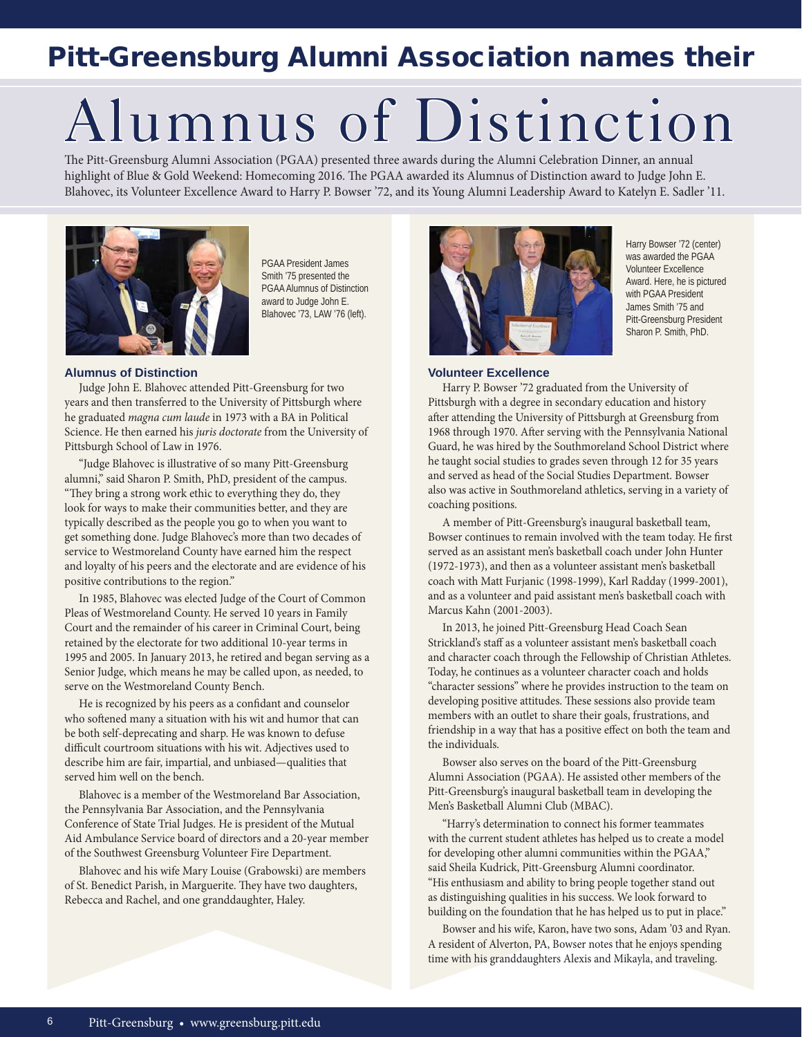## Pitt-Greensburg Alumni Association names their

# Alumnus of Distinction

The Pitt-Greensburg Alumni Association (PGAA) presented three awards during the Alumni Celebration Dinner, an annual highlight of Blue & Gold Weekend: Homecoming 2016. The PGAA awarded its Alumnus of Distinction award to Judge John E. Blahovec, its Volunteer Excellence Award to Harry P. Bowser '72, and its Young Alumni Leadership Award to Katelyn E. Sadler '11.

PGAA President James Smith '75 presented the PGAA Alumnus of Distinction award to Judge John E. Blahovec '73, LAW '76 (left).

### Alumnus of Distinction

Judge John E. Blahovec attended Pitt-Greensburg for two years and then transferred to the University of Pittsburgh where he graduated *magna cum laude* in 1973 with a BA in Political Science. He then earned his *juris doctorate* from the University of Pittsburgh School of Law in 1976.

"Judge Blahovec is illustrative of so many Pitt-Greensburg alumni," said Sharon P. Smith, PhD, president of the campus. "They bring a strong work ethic to everything they do, they look for ways to make their communities better, and they are typically described as the people you go to when you want to get something done. Judge Blahovec's more than two decades of service to Westmoreland County have earned him the respect and loyalty of his peers and the electorate and are evidence of his positive contributions to the region."

In 1985, Blahovec was elected Judge of the Court of Common Pleas of Westmoreland County. He served 10 years in Family Court and the remainder of his career in Criminal Court, being retained by the electorate for two additional 10-year terms in 1995 and 2005. In January 2013, he retired and began serving as a Senior Judge, which means he may be called upon, as needed, to serve on the Westmoreland County Bench.

He is recognized by his peers as a confidant and counselor who softened many a situation with his wit and humor that can be both self-deprecating and sharp. He was known to defuse difficult courtroom situations with his wit. Adjectives used to describe him are fair, impartial, and unbiased—qualities that served him well on the bench.

Blahovec is a member of the Westmoreland Bar Association, the Pennsylvania Bar Association, and the Pennsylvania Conference of State Trial Judges. He is president of the Mutual Aid Ambulance Service board of directors and a 20-year member of the Southwest Greensburg Volunteer Fire Department.

Blahovec and his wife Mary Louise (Grabowski) are members of St. Benedict Parish, in Marguerite. They have two daughters, Rebecca and Rachel, and one granddaughter, Haley.

Harry Bowser '72 (center) was awarded the PGAA Volunteer Excellence Award. Here, he is pictured with PGAA President James Smith '75 and Pitt-Greensburg President Sharon P. Smith, PhD.

### Volunteer Excellence

Harry P. Bowser '72 graduated from the University of Pittsburgh with a degree in secondary education and history after attending the University of Pittsburgh at Greensburg from 1968 through 1970. After serving with the Pennsylvania National Guard, he was hired by the Southmoreland School District where he taught social studies to grades seven through 12 for 35 years and served as head of the Social Studies Department. Bowser also was active in Southmoreland athletics, serving in a variety of coaching positions.

A member of Pitt-Greensburg's inaugural basketball team, Bowser continues to remain involved with the team today. He first served as an assistant men's basketball coach under John Hunter (1972-1973), and then as a volunteer assistant men's basketball coach with Matt Furjanic (1998-1999), Karl Radday (1999-2001), and as a volunteer and paid assistant men's basketball coach with Marcus Kahn (2001-2003).

In 2013, he joined Pitt-Greensburg Head Coach Sean Strickland's staff as a volunteer assistant men's basketball coach and character coach through the Fellowship of Christian Athletes. Today, he continues as a volunteer character coach and holds "character sessions" where he provides instruction to the team on developing positive attitudes. These sessions also provide team members with an outlet to share their goals, frustrations, and friendship in a way that has a positive effect on both the team and the individuals.

Bowser also serves on the board of the Pitt-Greensburg Alumni Association (PGAA). He assisted other members of the Pitt-Greensburg's inaugural basketball team in developing the Men's Basketball Alumni Club (MBAC).

"Harry's determination to connect his former teammates with the current student athletes has helped us to create a model for developing other alumni communities within the PGAA," said Sheila Kudrick, Pitt-Greensburg Alumni coordinator. "His enthusiasm and ability to bring people together stand out as distinguishing qualities in his success. We look forward to building on the foundation that he has helped us to put in place."

Bowser and his wife, Karon, have two sons, Adam '03 and Ryan. A resident of Alverton, PA, Bowser notes that he enjoys spending time with his granddaughters Alexis and Mikayla, and traveling.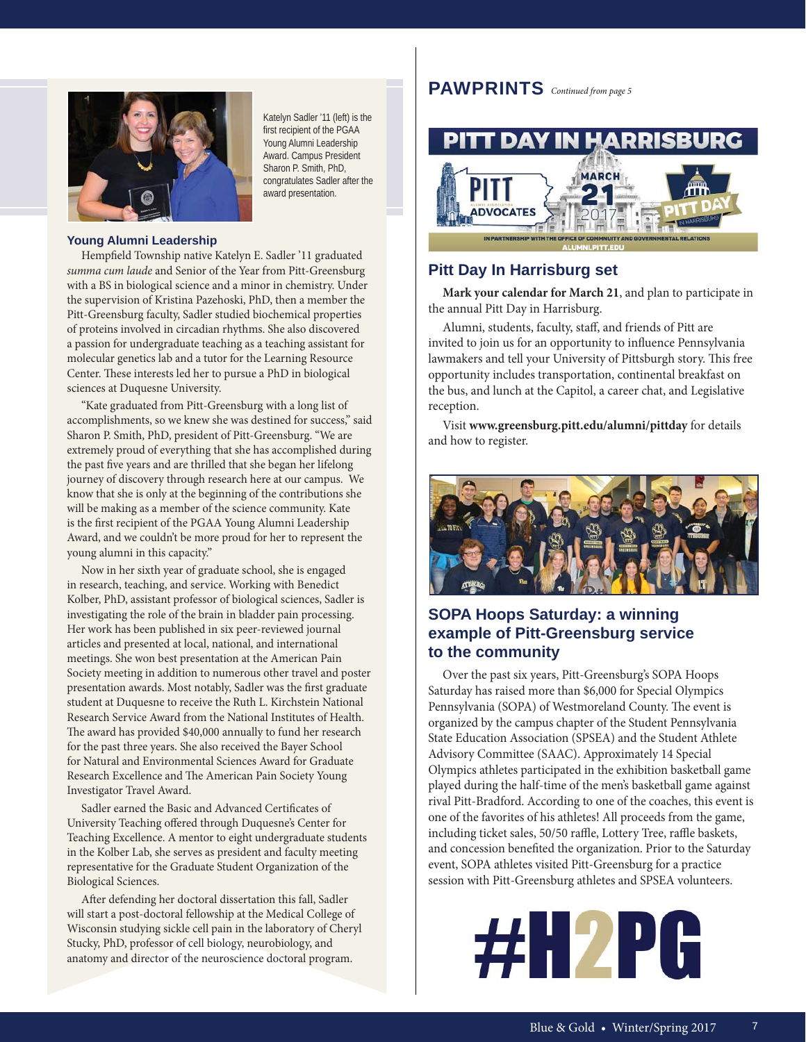Katelyn Sadler '11 (left) is the first recipient of the PGAA Young Alumni Leadership Award. Campus President Sharon P. Smith, PhD, congratulates Sadler after the award presentation.

### Young Alumni Leadership

Hempfield Township native Katelyn E. Sadler '11 graduated *summa cum laude* and Senior of the Year from Pitt-Greensburg with a BS in biological science and a minor in chemistry. Under the supervision of Kristina Pazehoski, PhD, then a member the Pitt-Greensburg faculty, Sadler studied biochemical properties of proteins involved in circadian rhythms. She also discovered a passion for undergraduate teaching as a teaching assistant for molecular genetics lab and a tutor for the Learning Resource Center. These interests led her to pursue a PhD in biological sciences at Duquesne University.

"Kate graduated from Pitt-Greensburg with a long list of accomplishments, so we knew she was destined for success," said Sharon P. Smith, PhD, president of Pitt-Greensburg. "We are extremely proud of everything that she has accomplished during the past five years and are thrilled that she began her lifelong journey of discovery through research here at our campus. We know that she is only at the beginning of the contributions she will be making as a member of the science community. Kate is the first recipient of the PGAA Young Alumni Leadership Award, and we couldn't be more proud for her to represent the young alumni in this capacity."

Now in her sixth year of graduate school, she is engaged in research, teaching, and service. Working with Benedict Kolber, PhD, assistant professor of biological sciences, Sadler is investigating the role of the brain in bladder pain processing. Her work has been published in six peer-reviewed journal articles and presented at local, national, and international meetings. She won best presentation at the American Pain Society meeting in addition to numerous other travel and poster presentation awards. Most notably, Sadler was the first graduate student at Duquesne to receive the Ruth L. Kirchstein National Research Service Award from the National Institutes of Health. The award has provided $40,000 annually to fund her research for the past three years. She also received the Bayer School for Natural and Environmental Sciences Award for Graduate Research Excellence and The American Pain Society Young Investigator Travel Award.

Sadler earned the Basic and Advanced Certificates of University Teaching offered through Duquesne's Center for Teaching Excellence. A mentor to eight undergraduate students in the Kolber Lab, she serves as president and faculty meeting representative for the Graduate Student Organization of the Biological Sciences.

After defending her doctoral dissertation this fall, Sadler will start a post-doctoral fellowship at the Medical College of Wisconsin studying sickle cell pain in the laboratory of Cheryl Stucky, PhD, professor of cell biology, neurobiology, and anatomy and director of the neuroscience doctoral program.

## PAWPRINTS *Continued from page 5*

PITT DAY IN HARRISBURG

PITT ADVOCATES — MARCH 21 2017 — PITT DAY IN HARRISBURG

IN PARTNERSHIP WITH THE OFFICE OF COMMUNITY AND GOVERNMENTAL RELATIONS
ALUMNI.PITT.EDU

### Pitt Day In Harrisburg set

**Mark your calendar for March 21**, and plan to participate in the annual Pitt Day in Harrisburg.

Alumni, students, faculty, staff, and friends of Pitt are invited to join us for an opportunity to influence Pennsylvania lawmakers and tell your University of Pittsburgh story. This free opportunity includes transportation, continental breakfast on the bus, and lunch at the Capitol, a career chat, and Legislative reception.

Visit **www.greensburg.pitt.edu/alumni/pittday** for details and how to register.

### SOPA Hoops Saturday: a winning example of Pitt-Greensburg service to the community

Over the past six years, Pitt-Greensburg's SOPA Hoops Saturday has raised more than $6,000 for Special Olympics Pennsylvania (SOPA) of Westmoreland County. The event is organized by the campus chapter of the Student Pennsylvania State Education Association (SPSEA) and the Student Athlete Advisory Committee (SAAC). Approximately 14 Special Olympics athletes participated in the exhibition basketball game played during the half-time of the men's basketball game against rival Pitt-Bradford. According to one of the coaches, this event is one of the favorites of his athletes! All proceeds from the game, including ticket sales, 50/50 raffle, Lottery Tree, raffle baskets, and concession benefited the organization. Prior to the Saturday event, SOPA athletes visited Pitt-Greensburg for a practice session with Pitt-Greensburg athletes and SPSEA volunteers.

#H2PG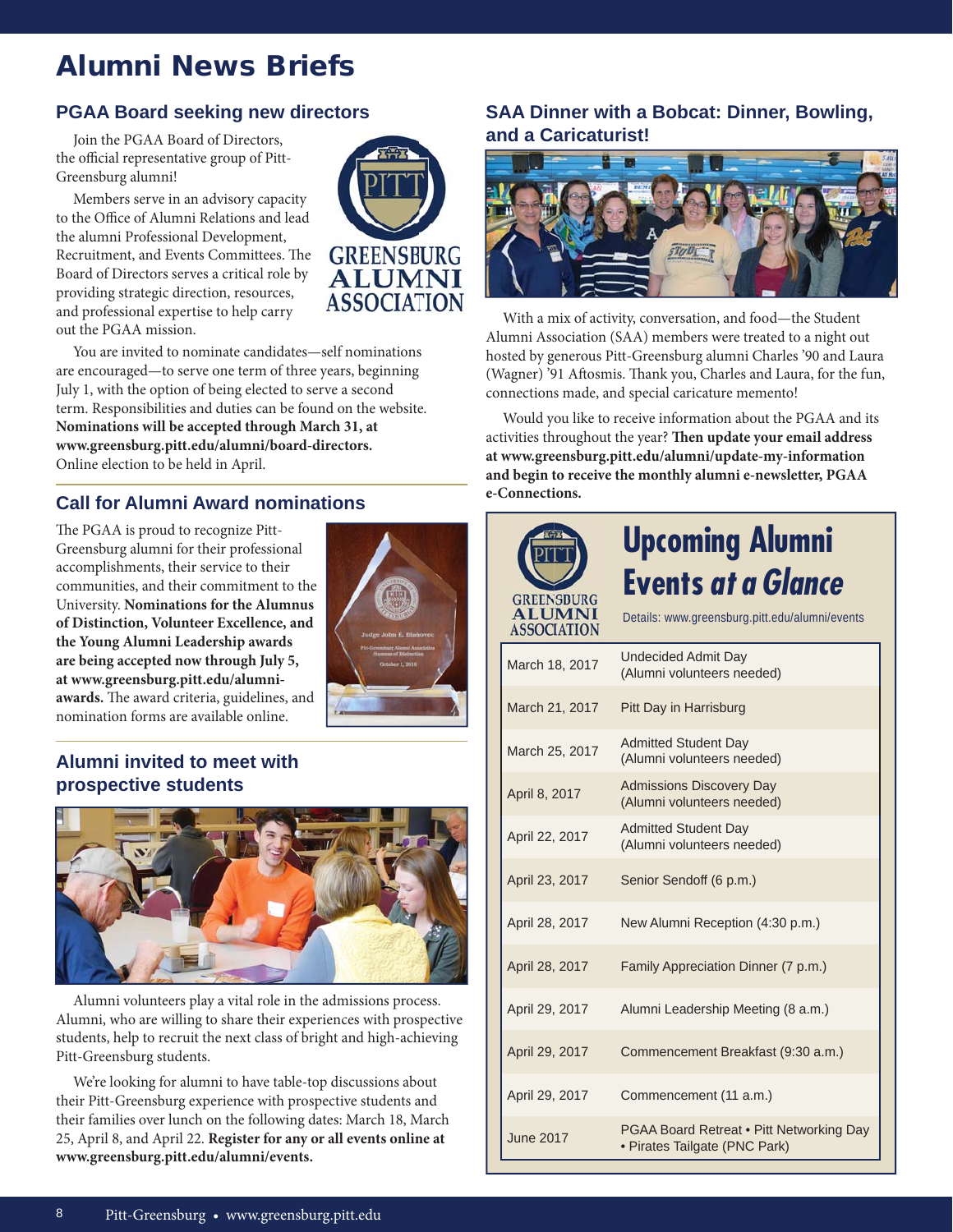# Alumni News Briefs

## PGAA Board seeking new directors

Join the PGAA Board of Directors, the official representative group of Pitt-Greensburg alumni!

Members serve in an advisory capacity to the Office of Alumni Relations and lead the alumni Professional Development, Recruitment, and Events Committees. The Board of Directors serves a critical role by providing strategic direction, resources, and professional expertise to help carry out the PGAA mission.

You are invited to nominate candidates—self nominations are encouraged—to serve one term of three years, beginning July 1, with the option of being elected to serve a second term. Responsibilities and duties can be found on the website. **Nominations will be accepted through March 31, at www.greensburg.pitt.edu/alumni/board-directors.** Online election to be held in April.

## Call for Alumni Award nominations

The PGAA is proud to recognize Pitt-Greensburg alumni for their professional accomplishments, their service to their communities, and their commitment to the University. **Nominations for the Alumnus of Distinction, Volunteer Excellence, and the Young Alumni Leadership awards are being accepted now through July 5, at www.greensburg.pitt.edu/alumni-awards.** The award criteria, guidelines, and nomination forms are available online.

## Alumni invited to meet with prospective students

Alumni volunteers play a vital role in the admissions process. Alumni, who are willing to share their experiences with prospective students, help to recruit the next class of bright and high-achieving Pitt-Greensburg students.

We're looking for alumni to have table-top discussions about their Pitt-Greensburg experience with prospective students and their families over lunch on the following dates: March 18, March 25, April 8, and April 22. **Register for any or all events online at www.greensburg.pitt.edu/alumni/events.**

## SAA Dinner with a Bobcat: Dinner, Bowling, and a Caricaturist!

With a mix of activity, conversation, and food—the Student Alumni Association (SAA) members were treated to a night out hosted by generous Pitt-Greensburg alumni Charles '90 and Laura (Wagner) '91 Aftosmis. Thank you, Charles and Laura, for the fun, connections made, and special caricature memento!

Would you like to receive information about the PGAA and its activities throughout the year? **Then update your email address at www.greensburg.pitt.edu/alumni/update-my-information and begin to receive the monthly alumni e-newsletter, PGAA e-Connections.**

## Upcoming Alumni Events *at a Glance*

Details: www.greensburg.pitt.edu/alumni/events

| Date | Event |
|---|---|
| March 18, 2017 | Undecided Admit Day (Alumni volunteers needed) |
| March 21, 2017 | Pitt Day in Harrisburg |
| March 25, 2017 | Admitted Student Day (Alumni volunteers needed) |
| April 8, 2017 | Admissions Discovery Day (Alumni volunteers needed) |
| April 22, 2017 | Admitted Student Day (Alumni volunteers needed) |
| April 23, 2017 | Senior Sendoff (6 p.m.) |
| April 28, 2017 | New Alumni Reception (4:30 p.m.) |
| April 28, 2017 | Family Appreciation Dinner (7 p.m.) |
| April 29, 2017 | Alumni Leadership Meeting (8 a.m.) |
| April 29, 2017 | Commencement Breakfast (9:30 a.m.) |
| April 29, 2017 | Commencement (11 a.m.) |
| June 2017 | PGAA Board Retreat • Pitt Networking Day • Pirates Tailgate (PNC Park) |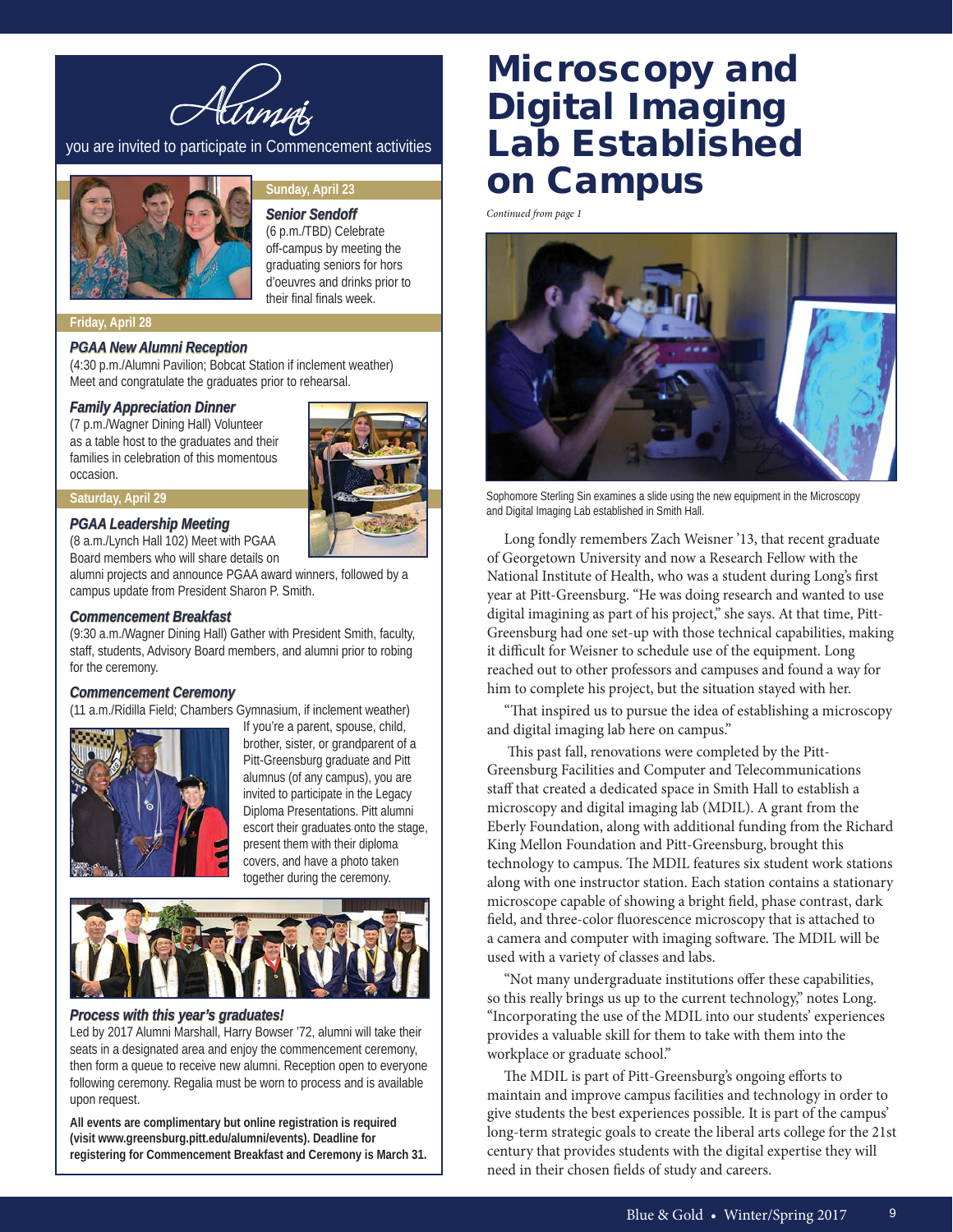# Alumni

you are invited to participate in Commencement activities

**Sunday, April 23**

***Senior Sendoff***
(6 p.m./TBD) Celebrate off-campus by meeting the graduating seniors for hors d'oeuvres and drinks prior to their final finals week.

**Friday, April 28**

***PGAA New Alumni Reception***
(4:30 p.m./Alumni Pavilion; Bobcat Station if inclement weather) Meet and congratulate the graduates prior to rehearsal.

***Family Appreciation Dinner***
(7 p.m./Wagner Dining Hall) Volunteer as a table host to the graduates and their families in celebration of this momentous occasion.

**Saturday, April 29**

***PGAA Leadership Meeting***
(8 a.m./Lynch Hall 102) Meet with PGAA Board members who will share details on alumni projects and announce PGAA award winners, followed by a campus update from President Sharon P. Smith.

***Commencement Breakfast***
(9:30 a.m./Wagner Dining Hall) Gather with President Smith, faculty, staff, students, Advisory Board members, and alumni prior to robing for the ceremony.

***Commencement Ceremony***
(11 a.m./Ridilla Field; Chambers Gymnasium, if inclement weather) If you're a parent, spouse, child, brother, sister, or grandparent of a Pitt-Greensburg graduate and Pitt alumnus (of any campus), you are invited to participate in the Legacy Diploma Presentations. Pitt alumni escort their graduates onto the stage, present them with their diploma covers, and have a photo taken together during the ceremony.

***Process with this year's graduates!***
Led by 2017 Alumni Marshall, Harry Bowser '72, alumni will take their seats in a designated area and enjoy the commencement ceremony, then form a queue to receive new alumni. Reception open to everyone following ceremony. Regalia must be worn to process and is available upon request.

**All events are complimentary but online registration is required (visit www.greensburg.pitt.edu/alumni/events). Deadline for registering for Commencement Breakfast and Ceremony is March 31.**

# Microscopy and Digital Imaging Lab Established on Campus

*Continued from page 1*

Sophomore Sterling Sin examines a slide using the new equipment in the Microscopy and Digital Imaging Lab established in Smith Hall.

Long fondly remembers Zach Weisner '13, that recent graduate of Georgetown University and now a Research Fellow with the National Institute of Health, who was a student during Long's first year at Pitt-Greensburg. "He was doing research and wanted to use digital imagining as part of his project," she says. At that time, Pitt-Greensburg had one set-up with those technical capabilities, making it difficult for Weisner to schedule use of the equipment. Long reached out to other professors and campuses and found a way for him to complete his project, but the situation stayed with her.

"That inspired us to pursue the idea of establishing a microscopy and digital imaging lab here on campus."

This past fall, renovations were completed by the Pitt-Greensburg Facilities and Computer and Telecommunications staff that created a dedicated space in Smith Hall to establish a microscopy and digital imaging lab (MDIL). A grant from the Eberly Foundation, along with additional funding from the Richard King Mellon Foundation and Pitt-Greensburg, brought this technology to campus. The MDIL features six student work stations along with one instructor station. Each station contains a stationary microscope capable of showing a bright field, phase contrast, dark field, and three-color fluorescence microscopy that is attached to a camera and computer with imaging software. The MDIL will be used with a variety of classes and labs.

"Not many undergraduate institutions offer these capabilities, so this really brings us up to the current technology," notes Long. "Incorporating the use of the MDIL into our students' experiences provides a valuable skill for them to take with them into the workplace or graduate school."

The MDIL is part of Pitt-Greensburg's ongoing efforts to maintain and improve campus facilities and technology in order to give students the best experiences possible. It is part of the campus' long-term strategic goals to create the liberal arts college for the 21st century that provides students with the digital expertise they will need in their chosen fields of study and careers.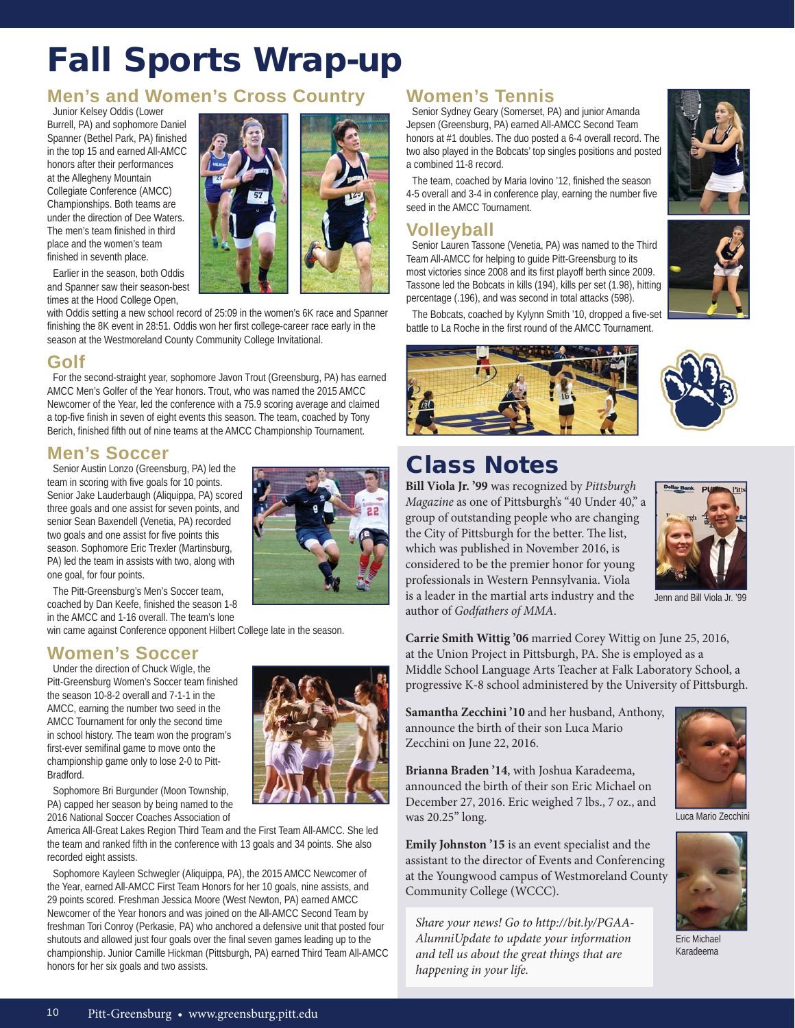# Fall Sports Wrap-up

## Men's and Women's Cross Country

Junior Kelsey Oddis (Lower Burrell, PA) and sophomore Daniel Spanner (Bethel Park, PA) finished in the top 15 and earned All-AMCC honors after their performances at the Allegheny Mountain Collegiate Conference (AMCC) Championships. Both teams are under the direction of Dee Waters. The men's team finished in third place and the women's team finished in seventh place.

Earlier in the season, both Oddis and Spanner saw their season-best times at the Hood College Open, with Oddis setting a new school record of 25:09 in the women's 6K race and Spanner finishing the 8K event in 28:51. Oddis won her first college-career race early in the season at the Westmoreland County Community College Invitational.

## Golf

For the second-straight year, sophomore Javon Trout (Greensburg, PA) has earned AMCC Men's Golfer of the Year honors. Trout, who was named the 2015 AMCC Newcomer of the Year, led the conference with a 75.9 scoring average and claimed a top-five finish in seven of eight events this season. The team, coached by Tony Berich, finished fifth out of nine teams at the AMCC Championship Tournament.

## Men's Soccer

Senior Austin Lonzo (Greensburg, PA) led the team in scoring with five goals for 10 points. Senior Jake Lauderbaugh (Aliquippa, PA) scored three goals and one assist for seven points, and senior Sean Baxendell (Venetia, PA) recorded two goals and one assist for five points this season. Sophomore Eric Trexler (Martinsburg, PA) led the team in assists with two, along with one goal, for four points.

The Pitt-Greensburg's Men's Soccer team, coached by Dan Keefe, finished the season 1-8 in the AMCC and 1-16 overall. The team's lone win came against Conference opponent Hilbert College late in the season.

## Women's Soccer

Under the direction of Chuck Wigle, the Pitt-Greensburg Women's Soccer team finished the season 10-8-2 overall and 7-1-1 in the AMCC, earning the number two seed in the AMCC Tournament for only the second time in school history. The team won the program's first-ever semifinal game to move onto the championship game only to lose 2-0 to Pitt-Bradford.

Sophomore Bri Burgunder (Moon Township, PA) capped her season by being named to the 2016 National Soccer Coaches Association of America All-Great Lakes Region Third Team and the First Team All-AMCC. She led the team and ranked fifth in the conference with 13 goals and 34 points. She also recorded eight assists.

Sophomore Kayleen Schwegler (Aliquippa, PA), the 2015 AMCC Newcomer of the Year, earned All-AMCC First Team Honors for her 10 goals, nine assists, and 29 points scored. Freshman Jessica Moore (West Newton, PA) earned AMCC Newcomer of the Year honors and was joined on the All-AMCC Second Team by freshman Tori Conroy (Perkasie, PA) who anchored a defensive unit that posted four shutouts and allowed just four goals over the final seven games leading up to the championship. Junior Camille Hickman (Pittsburgh, PA) earned Third Team All-AMCC honors for her six goals and two assists.

## Women's Tennis

Senior Sydney Geary (Somerset, PA) and junior Amanda Jepsen (Greensburg, PA) earned All-AMCC Second Team honors at #1 doubles. The duo posted a 6-4 overall record. The two also played in the Bobcats' top singles positions and posted a combined 11-8 record.

The team, coached by Maria Iovino '12, finished the season 4-5 overall and 3-4 in conference play, earning the number five seed in the AMCC Tournament.

## Volleyball

Senior Lauren Tassone (Venetia, PA) was named to the Third Team All-AMCC for helping to guide Pitt-Greensburg to its most victories since 2008 and its first playoff berth since 2009. Tassone led the Bobcats in kills (194), kills per set (1.98), hitting percentage (.196), and was second in total attacks (598).

The Bobcats, coached by Kylynn Smith '10, dropped a five-set battle to La Roche in the first round of the AMCC Tournament.

# Class Notes

**Bill Viola Jr. '99** was recognized by *Pittsburgh Magazine* as one of Pittsburgh's "40 Under 40," a group of outstanding people who are changing the City of Pittsburgh for the better. The list, which was published in November 2016, is considered to be the premier honor for young professionals in Western Pennsylvania. Viola is a leader in the martial arts industry and the author of *Godfathers of MMA*.

Jenn and Bill Viola Jr. '99

**Carrie Smith Wittig '06** married Corey Wittig on June 25, 2016, at the Union Project in Pittsburgh, PA. She is employed as a Middle School Language Arts Teacher at Falk Laboratory School, a progressive K-8 school administered by the University of Pittsburgh.

**Samantha Zecchini '10** and her husband, Anthony, announce the birth of their son Luca Mario Zecchini on June 22, 2016.

Luca Mario Zecchini

**Brianna Braden '14**, with Joshua Karadeema, announced the birth of their son Eric Michael on December 27, 2016. Eric weighed 7 lbs., 7 oz., and was 20.25" long.

Eric Michael Karadeema

**Emily Johnston '15** is an event specialist and the assistant to the director of Events and Conferencing at the Youngwood campus of Westmoreland County Community College (WCCC).

*Share your news! Go to http://bit.ly/PGAA-AlumniUpdate to update your information and tell us about the great things that are happening in your life.*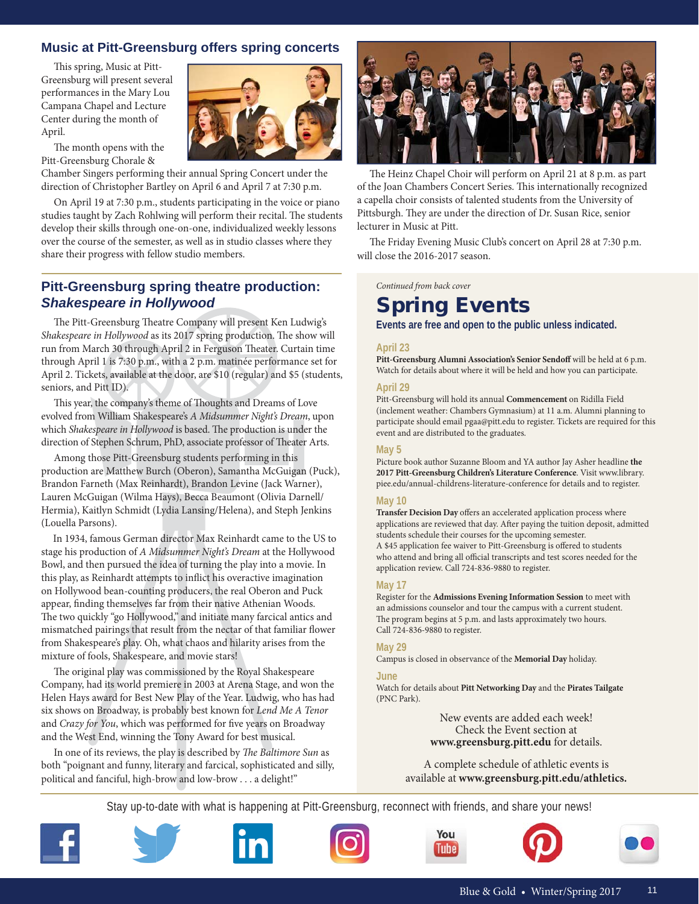## Music at Pitt-Greensburg offers spring concerts

This spring, Music at Pitt-Greensburg will present several performances in the Mary Lou Campana Chapel and Lecture Center during the month of April.

The month opens with the Pitt-Greensburg Chorale & Chamber Singers performing their annual Spring Concert under the direction of Christopher Bartley on April 6 and April 7 at 7:30 p.m.

On April 19 at 7:30 p.m., students participating in the voice or piano studies taught by Zach Rohlwing will perform their recital. The students develop their skills through one-on-one, individualized weekly lessons over the course of the semester, as well as in studio classes where they share their progress with fellow studio members.

The Heinz Chapel Choir will perform on April 21 at 8 p.m. as part of the Joan Chambers Concert Series. This internationally recognized a capella choir consists of talented students from the University of Pittsburgh. They are under the direction of Dr. Susan Rice, senior lecturer in Music at Pitt.

The Friday Evening Music Club's concert on April 28 at 7:30 p.m. will close the 2016-2017 season.

## Pitt-Greensburg spring theatre production: *Shakespeare in Hollywood*

The Pitt-Greensburg Theatre Company will present Ken Ludwig's *Shakespeare in Hollywood* as its 2017 spring production. The show will run from March 30 through April 2 in Ferguson Theater. Curtain time through April 1 is 7:30 p.m., with a 2 p.m. matinée performance set for April 2. Tickets, available at the door, are $10 (regular) and $5 (students, seniors, and Pitt ID).

This year, the company's theme of Thoughts and Dreams of Love evolved from William Shakespeare's *A Midsummer Night's Dream*, upon which *Shakespeare in Hollywood* is based. The production is under the direction of Stephen Schrum, PhD, associate professor of Theater Arts.

Among those Pitt-Greensburg students performing in this production are Matthew Burch (Oberon), Samantha McGuigan (Puck), Brandon Farneth (Max Reinhardt), Brandon Levine (Jack Warner), Lauren McGuigan (Wilma Hays), Becca Beaumont (Olivia Darnell/Hermia), Kaitlyn Schmidt (Lydia Lansing/Helena), and Steph Jenkins (Louella Parsons).

In 1934, famous German director Max Reinhardt came to the US to stage his production of *A Midsummer Night's Dream* at the Hollywood Bowl, and then pursued the idea of turning the play into a movie. In this play, as Reinhardt attempts to inflict his overactive imagination on Hollywood bean-counting producers, the real Oberon and Puck appear, finding themselves far from their native Athenian Woods. The two quickly "go Hollywood," and initiate many farcical antics and mismatched pairings that result from the nectar of that familiar flower from Shakespeare's play. Oh, what chaos and hilarity arises from the mixture of fools, Shakespeare, and movie stars!

The original play was commissioned by the Royal Shakespeare Company, had its world premiere in 2003 at Arena Stage, and won the Helen Hays award for Best New Play of the Year. Ludwig, who has had six shows on Broadway, is probably best known for *Lend Me A Tenor* and *Crazy for You*, which was performed for five years on Broadway and the West End, winning the Tony Award for best musical.

In one of its reviews, the play is described by *The Baltimore Sun* as both "poignant and funny, literary and farcical, sophisticated and silly, political and fanciful, high-brow and low-brow . . . a delight!"

*Continued from back cover*

# Spring Events

**Events are free and open to the public unless indicated.**

### April 23
**Pitt-Greensburg Alumni Association's Senior Sendoff** will be held at 6 p.m. Watch for details about where it will be held and how you can participate.

### April 29
Pitt-Greensburg will hold its annual **Commencement** on Ridilla Field (inclement weather: Chambers Gymnasium) at 11 a.m. Alumni planning to participate should email pgaa@pitt.edu to register. Tickets are required for this event and are distributed to the graduates.

### May 5
Picture book author Suzanne Bloom and YA author Jay Asher headline **the 2017 Pitt-Greensburg Children's Literature Conference**. Visit www.library.piee.edu/annual-childrens-literature-conference for details and to register.

### May 10
**Transfer Decision Day** offers an accelerated application process where applications are reviewed that day. After paying the tuition deposit, admitted students schedule their courses for the upcoming semester.
A $45 application fee waiver to Pitt-Greensburg is offered to students who attend and bring all official transcripts and test scores needed for the application review. Call 724-836-9880 to register.

### May 17
Register for the **Admissions Evening Information Session** to meet with an admissions counselor and tour the campus with a current student. The program begins at 5 p.m. and lasts approximately two hours. Call 724-836-9880 to register.

### May 29
Campus is closed in observance of the **Memorial Day** holiday.

### June
Watch for details about **Pitt Networking Day** and the **Pirates Tailgate** (PNC Park).

New events are added each week!
Check the Event section at **www.greensburg.pitt.edu** for details.

A complete schedule of athletic events is available at **www.greensburg.pitt.edu/athletics.**

Stay up-to-date with what is happening at Pitt-Greensburg, reconnect with friends, and share your news!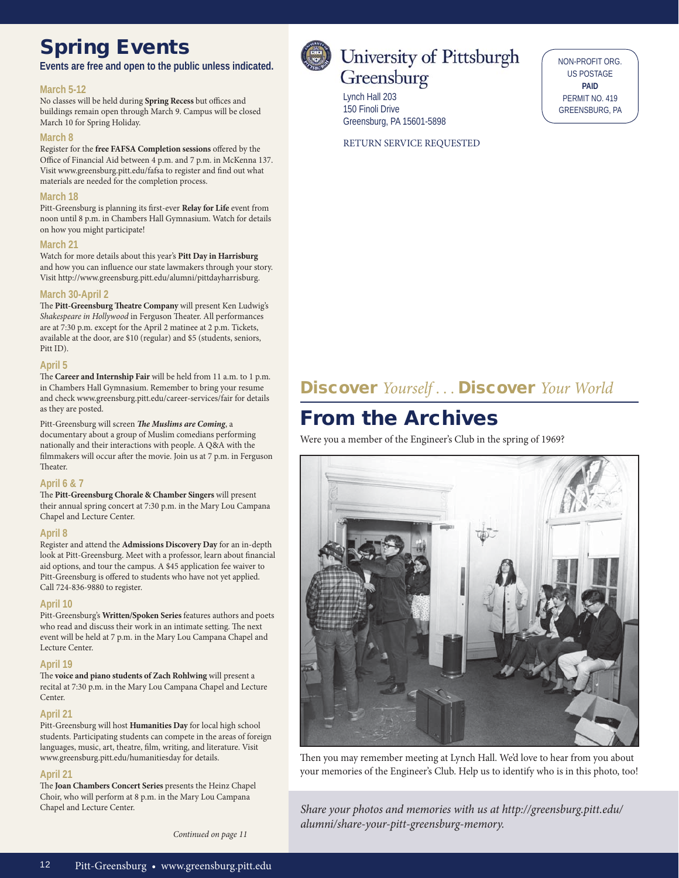# Spring Events

**Events are free and open to the public unless indicated.**

### March 5-12

No classes will be held during **Spring Recess** but offices and buildings remain open through March 9. Campus will be closed March 10 for Spring Holiday.

### March 8

Register for the **free FAFSA Completion sessions** offered by the Office of Financial Aid between 4 p.m. and 7 p.m. in McKenna 137. Visit www.greensburg.pitt.edu/fafsa to register and find out what materials are needed for the completion process.

### March 18

Pitt-Greensburg is planning its first-ever **Relay for Life** event from noon until 8 p.m. in Chambers Hall Gymnasium. Watch for details on how you might participate!

### March 21

Watch for more details about this year's **Pitt Day in Harrisburg** and how you can influence our state lawmakers through your story. Visit http://www.greensburg.pitt.edu/alumni/pittdayharrisburg.

### March 30-April 2

The **Pitt-Greensburg Theatre Company** will present Ken Ludwig's *Shakespeare in Hollywood* in Ferguson Theater. All performances are at 7:30 p.m. except for the April 2 matinee at 2 p.m. Tickets, available at the door, are $10 (regular) and $5 (students, seniors, Pitt ID).

### April 5

The **Career and Internship Fair** will be held from 11 a.m. to 1 p.m. in Chambers Hall Gymnasium. Remember to bring your resume and check www.greensburg.pitt.edu/career-services/fair for details as they are posted.

Pitt-Greensburg will screen ***The Muslims are Coming***, a documentary about a group of Muslim comedians performing nationally and their interactions with people. A Q&A with the filmmakers will occur after the movie. Join us at 7 p.m. in Ferguson Theater.

### April 6 & 7

The **Pitt-Greensburg Chorale & Chamber Singers** will present their annual spring concert at 7:30 p.m. in the Mary Lou Campana Chapel and Lecture Center.

### April 8

Register and attend the **Admissions Discovery Day** for an in-depth look at Pitt-Greensburg. Meet with a professor, learn about financial aid options, and tour the campus. A $45 application fee waiver to Pitt-Greensburg is offered to students who have not yet applied. Call 724-836-9880 to register.

### April 10

Pitt-Greensburg's **Written/Spoken Series** features authors and poets who read and discuss their work in an intimate setting. The next event will be held at 7 p.m. in the Mary Lou Campana Chapel and Lecture Center.

### April 19

The **voice and piano students of Zach Rohlwing** will present a recital at 7:30 p.m. in the Mary Lou Campana Chapel and Lecture Center.

### April 21

Pitt-Greensburg will host **Humanities Day** for local high school students. Participating students can compete in the areas of foreign languages, music, art, theatre, film, writing, and literature. Visit www.greensburg.pitt.edu/humanitiesday for details.

### April 21

The **Joan Chambers Concert Series** presents the Heinz Chapel Choir, who will perform at 8 p.m. in the Mary Lou Campana Chapel and Lecture Center.

*Continued on page 11*

University of Pittsburgh
Greensburg
Lynch Hall 203
150 Finoli Drive
Greensburg, PA 15601-5898

RETURN SERVICE REQUESTED

NON-PROFIT ORG.
US POSTAGE
**PAID**
PERMIT NO. 419
GREENSBURG, PA

**Discover** *Yourself . . .* **Discover** *Your World*

## From the Archives

Were you a member of the Engineer's Club in the spring of 1969?

Then you may remember meeting at Lynch Hall. We'd love to hear from you about your memories of the Engineer's Club. Help us to identify who is in this photo, too!

*Share your photos and memories with us at http://greensburg.pitt.edu/alumni/share-your-pitt-greensburg-memory.*